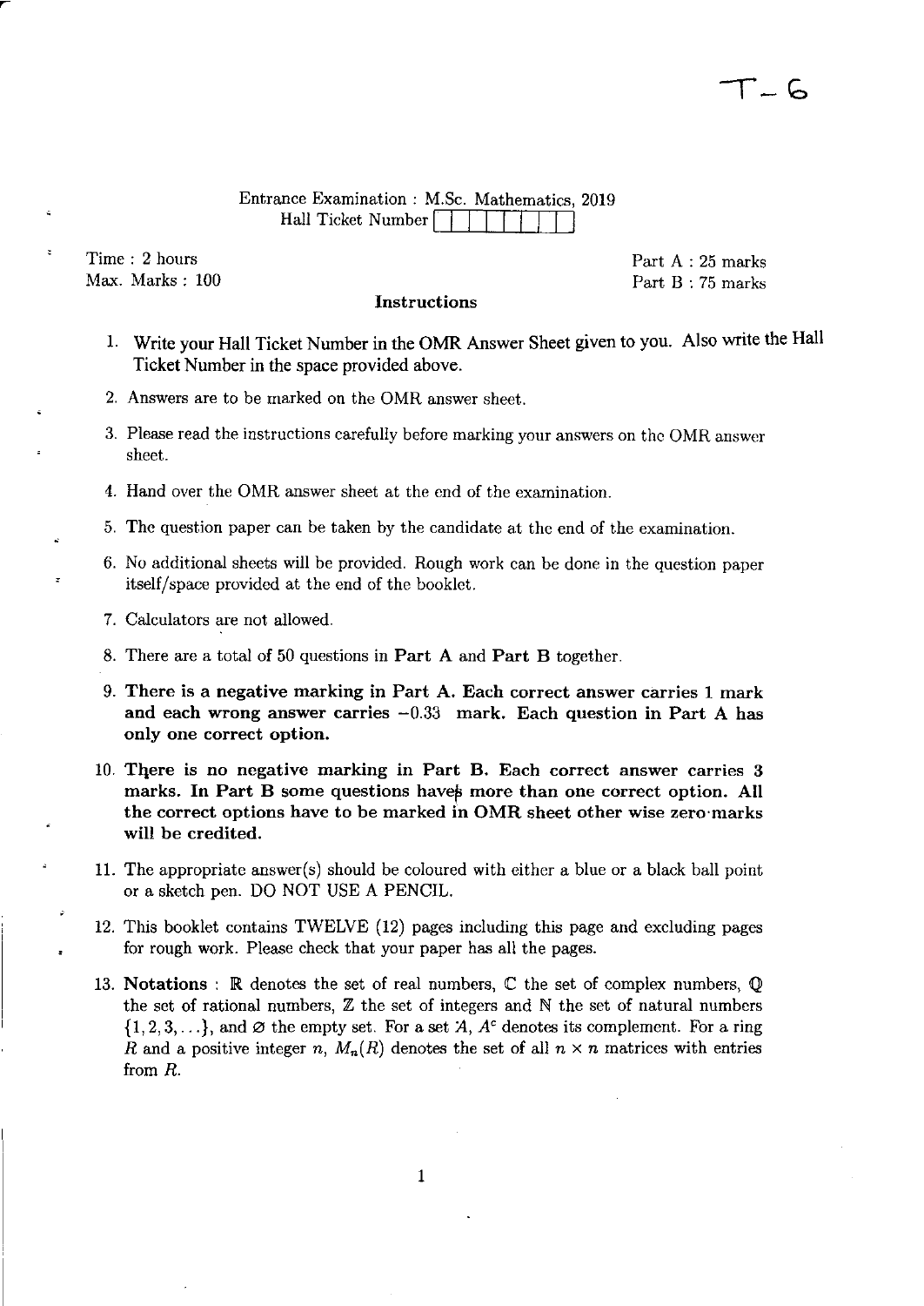T – 6

Entrance Examination : M.Sc. Mathematics, 2019

Hall Ticket Number [ ]

Time : 2 hours
Max. Marks : 100

Part A : 25 marks
Part B : 75 marks

**Instructions**

1. Write your Hall Ticket Number in the OMR Answer Sheet given to you. Also write the Hall Ticket Number in the space provided above.
2. Answers are to be marked on the OMR answer sheet.
3. Please read the instructions carefully before marking your answers on the OMR answer sheet.
4. Hand over the OMR answer sheet at the end of the examination.
5. The question paper can be taken by the candidate at the end of the examination.
6. No additional sheets will be provided. Rough work can be done in the question paper itself/space provided at the end of the booklet.
7. Calculators are not allowed.
8. There are a total of 50 questions in **Part A** and **Part B** together.
9. **There is a negative marking in Part A. Each correct answer carries 1 mark and each wrong answer carries $-0.33$ mark. Each question in Part A has only one correct option.**
10. **There is no negative marking in Part B. Each correct answer carries 3 marks. In Part B some questions have more than one correct option. All the correct options have to be marked in OMR sheet other wise zero marks will be credited.**
11. The appropriate answer(s) should be coloured with either a blue or a black ball point or a sketch pen. DO NOT USE A PENCIL.
12. This booklet contains TWELVE (12) pages including this page and excluding pages for rough work. Please check that your paper has all the pages.
13. **Notations** : $\mathbb{R}$ denotes the set of real numbers, $\mathbb{C}$ the set of complex numbers, $\mathbb{Q}$ the set of rational numbers, $\mathbb{Z}$ the set of integers and $\mathbb{N}$ the set of natural numbers $\{1, 2, 3, \ldots\}$, and $\varnothing$ the empty set. For a set $A$, $A^c$ denotes its complement. For a ring $R$ and a positive integer $n$, $M_n(R)$ denotes the set of all $n \times n$ matrices with entries from $R$.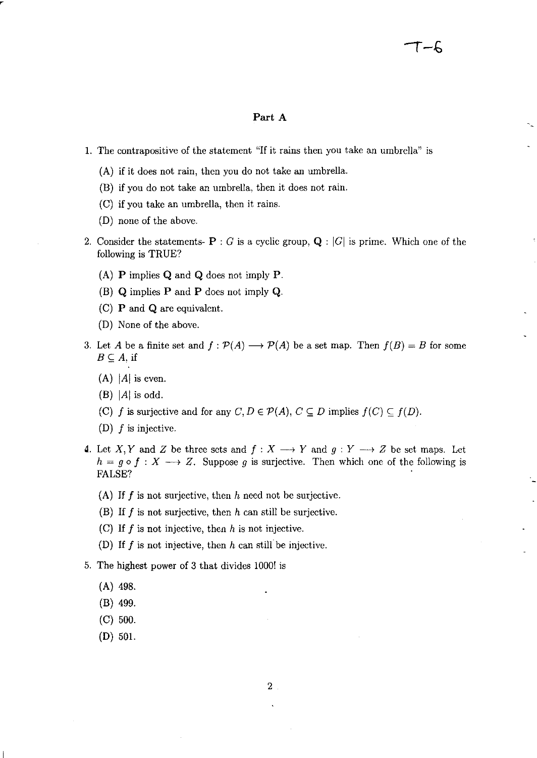## Part A

1. The contrapositive of the statement "If it rains then you take an umbrella" is

   (A) if it does not rain, then you do not take an umbrella.

   (B) if you do not take an umbrella, then it does not rain.

   (C) if you take an umbrella, then it rains.

   (D) none of the above.

2. Consider the statements- **P** : $G$ is a cyclic group, **Q** : $|G|$ is prime. Which one of the following is TRUE?

   (A) **P** implies **Q** and **Q** does not imply **P**.

   (B) **Q** implies **P** and **P** does not imply **Q**.

   (C) **P** and **Q** are equivalent.

   (D) None of the above.

3. Let $A$ be a finite set and $f : \mathcal{P}(A) \longrightarrow \mathcal{P}(A)$ be a set map. Then $f(B) = B$ for some $B \subseteq A$, if

   (A) $|A|$ is even.

   (B) $|A|$ is odd.

   (C) $f$ is surjective and for any $C, D \in \mathcal{P}(A)$, $C \subseteq D$ implies $f(C) \subseteq f(D)$.

   (D) $f$ is injective.

4. Let $X, Y$ and $Z$ be three sets and $f : X \longrightarrow Y$ and $g : Y \longrightarrow Z$ be set maps. Let $h = g \circ f : X \longrightarrow Z$. Suppose $g$ is surjective. Then which one of the following is FALSE?

   (A) If $f$ is not surjective, then $h$ need not be surjective.

   (B) If $f$ is not surjective, then $h$ can still be surjective.

   (C) If $f$ is not injective, then $h$ is not injective.

   (D) If $f$ is not injective, then $h$ can still be injective.

5. The highest power of 3 that divides 1000! is

   (A) 498.

   (B) 499.

   (C) 500.

   (D) 501.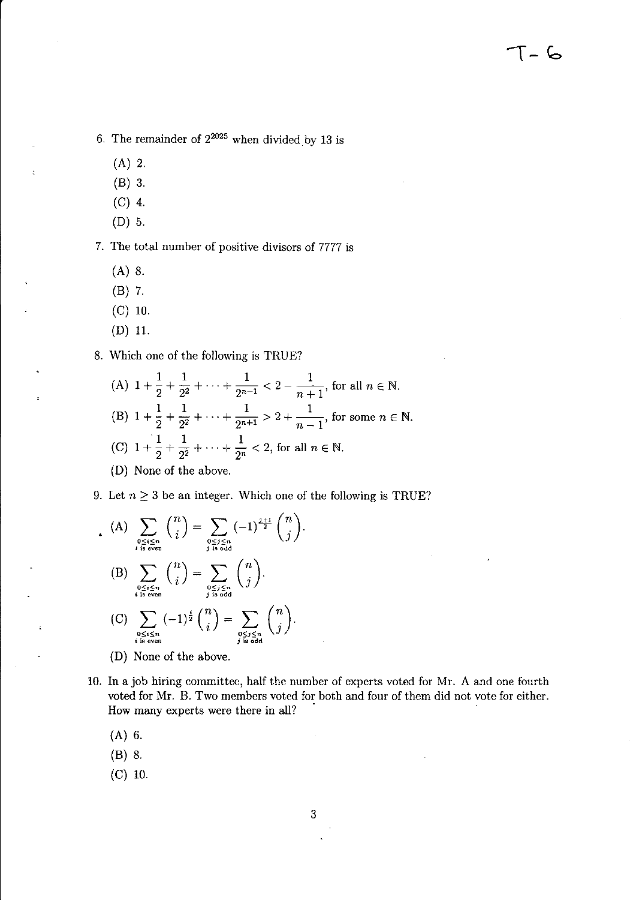6. The remainder of $2^{2025}$ when divided by 13 is

   (A) 2.

   (B) 3.

   (C) 4.

   (D) 5.

7. The total number of positive divisors of 7777 is

   (A) 8.

   (B) 7.

   (C) 10.

   (D) 11.

8. Which one of the following is TRUE?

   (A) $1 + \frac{1}{2} + \frac{1}{2^2} + \cdots + \frac{1}{2^{n-1}} < 2 - \frac{1}{n+1}$, for all $n \in \mathbb{N}$.

   (B) $1 + \frac{1}{2} + \frac{1}{2^2} + \cdots + \frac{1}{2^{n+1}} > 2 + \frac{1}{n-1}$, for some $n \in \mathbb{N}$.

   (C) $1 + \frac{1}{2} + \frac{1}{2^2} + \cdots + \frac{1}{2^n} < 2$, for all $n \in \mathbb{N}$.

   (D) None of the above.

9. Let $n \geq 3$ be an integer. Which one of the following is TRUE?

   (A) $\displaystyle\sum_{\substack{0 \leq i \leq n \\ i \text{ is even}}} \binom{n}{i} = \sum_{\substack{0 \leq j \leq n \\ j \text{ is odd}}} (-1)^{\frac{j+1}{2}} \binom{n}{j}$.

   (B) $\displaystyle\sum_{\substack{0 \leq i \leq n \\ i \text{ is even}}} \binom{n}{i} = \sum_{\substack{0 \leq j \leq n \\ j \text{ is odd}}} \binom{n}{j}$.

   (C) $\displaystyle\sum_{\substack{0 \leq i \leq n \\ i \text{ is even}}} (-1)^{\frac{i}{2}} \binom{n}{i} = \sum_{\substack{0 \leq j \leq n \\ j \text{ is odd}}} \binom{n}{j}$.

   (D) None of the above.

10. In a job hiring committee, half the number of experts voted for Mr. A and one fourth voted for Mr. B. Two members voted for both and four of them did not vote for either. How many experts were there in all?

    (A) 6.

    (B) 8.

    (C) 10.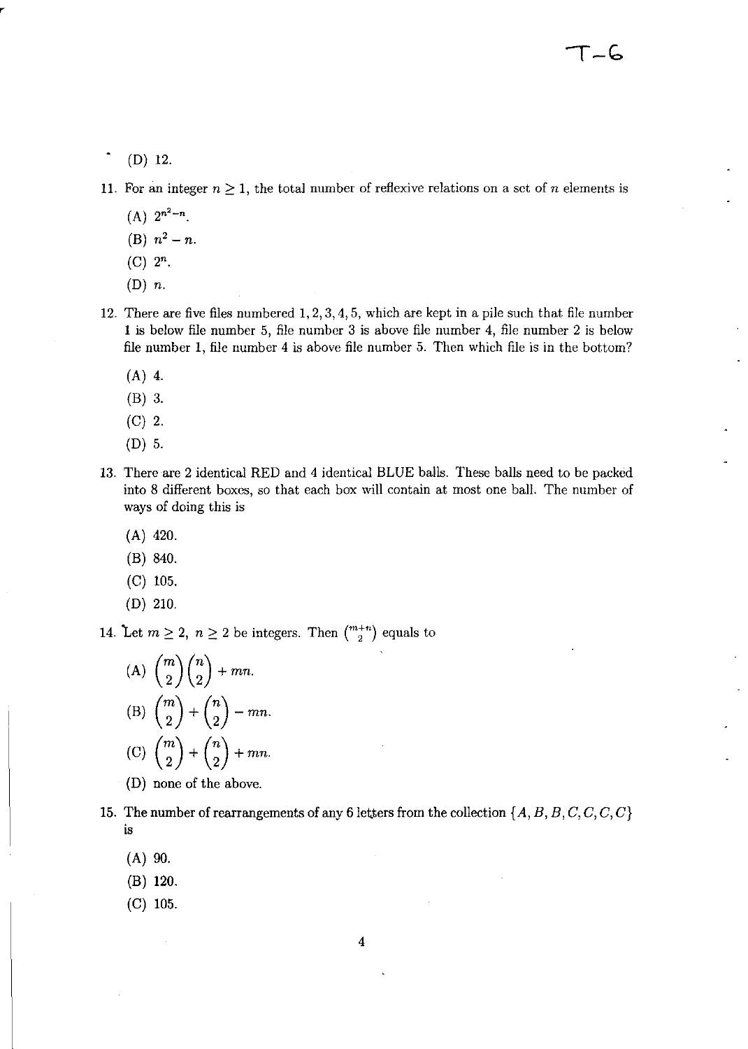(D) 12.

11. For an integer $n \geq 1$, the total number of reflexive relations on a set of $n$ elements is

 (A) $2^{n^2-n}$.

 (B) $n^2 - n$.

 (C) $2^n$.

 (D) $n$.

12. There are five files numbered $1, 2, 3, 4, 5$, which are kept in a pile such that file number 1 is below file number 5, file number 3 is above file number 4, file number 2 is below file number 1, file number 4 is above file number 5. Then which file is in the bottom?

 (A) 4.

 (B) 3.

 (C) 2.

 (D) 5.

13. There are 2 identical RED and 4 identical BLUE balls. These balls need to be packed into 8 different boxes, so that each box will contain at most one ball. The number of ways of doing this is

 (A) 420.

 (B) 840.

 (C) 105.

 (D) 210.

14. Let $m \geq 2,\ n \geq 2$ be integers. Then $\binom{m+n}{2}$ equals to

 (A) $\binom{m}{2}\binom{n}{2} + mn$.

 (B) $\binom{m}{2} + \binom{n}{2} - mn$.

 (C) $\binom{m}{2} + \binom{n}{2} + mn$.

 (D) none of the above.

15. The number of rearrangements of any 6 letters from the collection $\{A, B, B, C, C, C, C\}$ is

 (A) 90.

 (B) 120.

 (C) 105.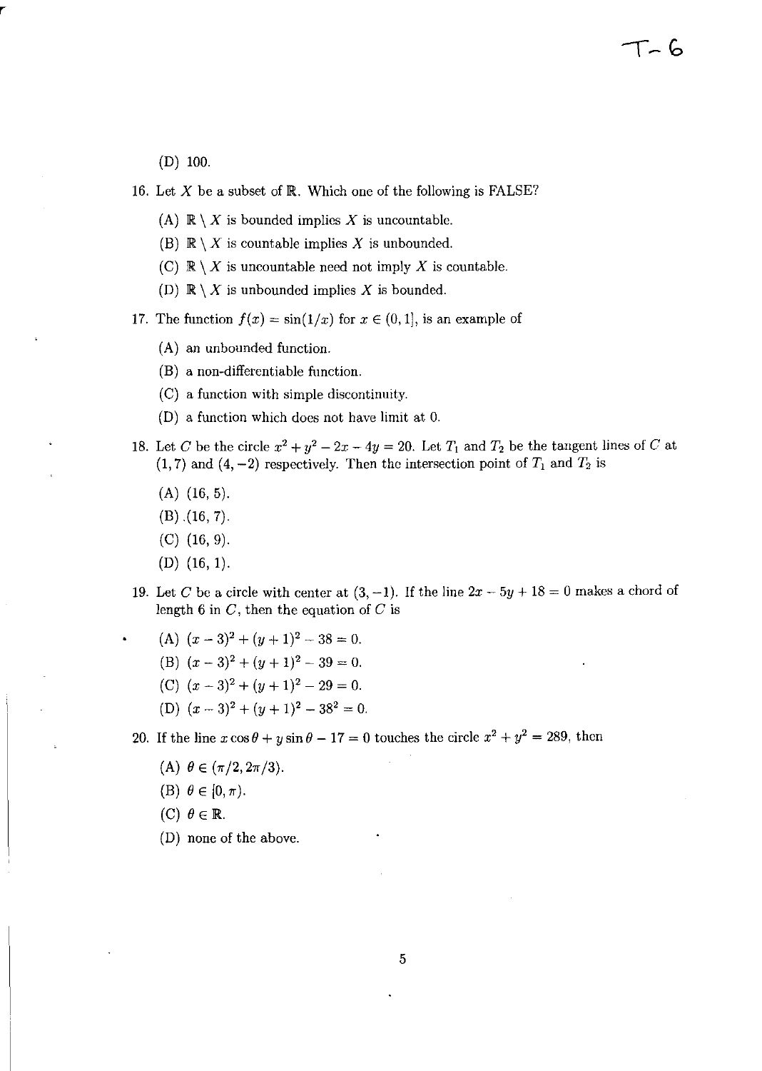(D) 100.

16. Let $X$ be a subset of $\mathbb{R}$. Which one of the following is FALSE?

    (A) $\mathbb{R} \setminus X$ is bounded implies $X$ is uncountable.

    (B) $\mathbb{R} \setminus X$ is countable implies $X$ is unbounded.

    (C) $\mathbb{R} \setminus X$ is uncountable need not imply $X$ is countable.

    (D) $\mathbb{R} \setminus X$ is unbounded implies $X$ is bounded.

17. The function $f(x) = \sin(1/x)$ for $x \in (0, 1]$, is an example of

    (A) an unbounded function.

    (B) a non-differentiable function.

    (C) a function with simple discontinuity.

    (D) a function which does not have limit at 0.

18. Let $C$ be the circle $x^2 + y^2 - 2x - 4y = 20$. Let $T_1$ and $T_2$ be the tangent lines of $C$ at $(1, 7)$ and $(4, -2)$ respectively. Then the intersection point of $T_1$ and $T_2$ is

    (A) $(16, 5)$.

    (B) $(16, 7)$.

    (C) $(16, 9)$.

    (D) $(16, 1)$.

19. Let $C$ be a circle with center at $(3, -1)$. If the line $2x - 5y + 18 = 0$ makes a chord of length 6 in $C$, then the equation of $C$ is

    (A) $(x - 3)^2 + (y + 1)^2 - 38 = 0$.

    (B) $(x - 3)^2 + (y + 1)^2 - 39 = 0$.

    (C) $(x - 3)^2 + (y + 1)^2 - 29 = 0$.

    (D) $(x - 3)^2 + (y + 1)^2 - 38^2 = 0$.

20. If the line $x \cos\theta + y \sin\theta - 17 = 0$ touches the circle $x^2 + y^2 = 289$, then

    (A) $\theta \in (\pi/2, 2\pi/3)$.

    (B) $\theta \in [0, \pi)$.

    (C) $\theta \in \mathbb{R}$.

    (D) none of the above.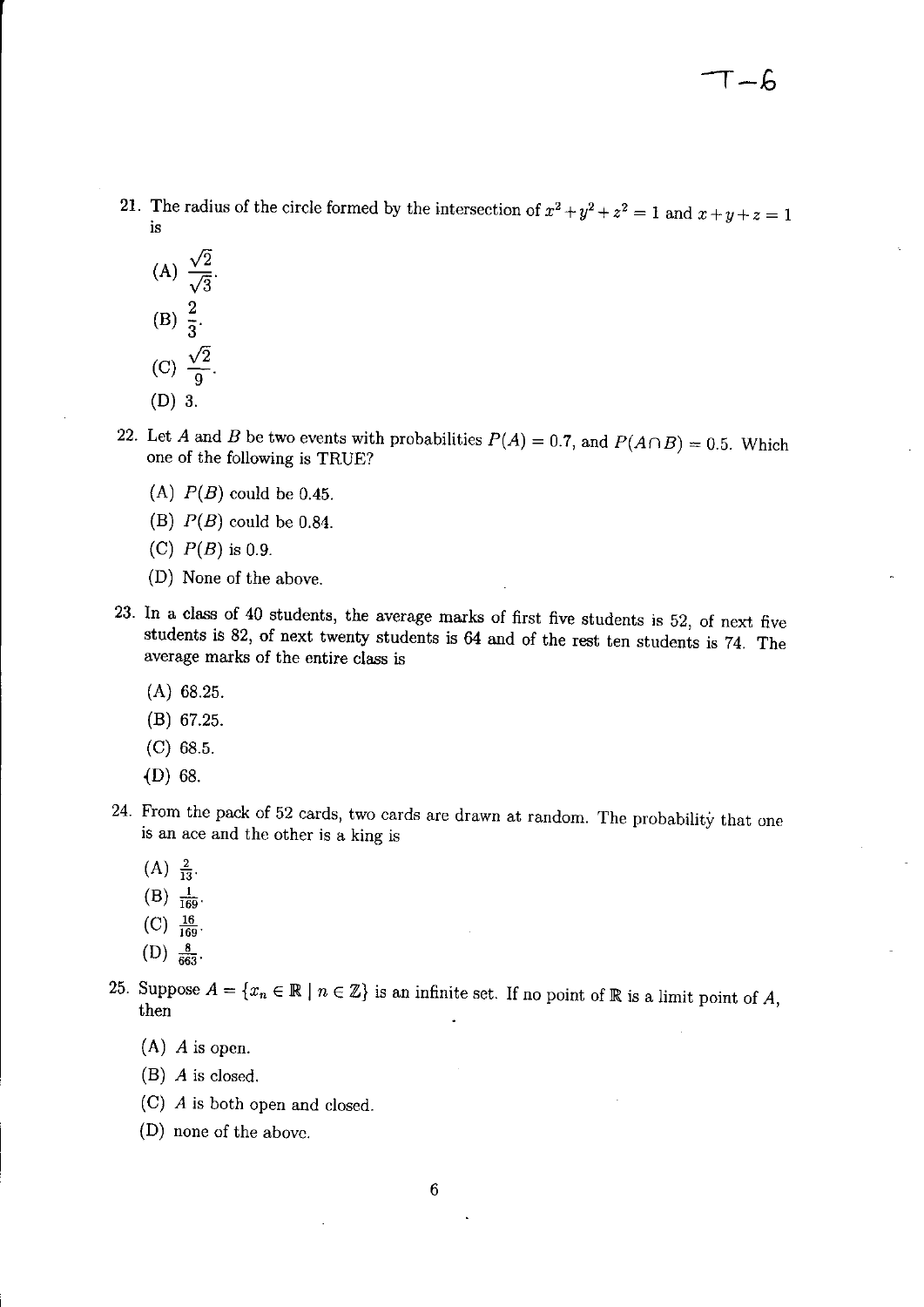21. The radius of the circle formed by the intersection of $x^2 + y^2 + z^2 = 1$ and $x + y + z = 1$ is

    (A) $\frac{\sqrt{2}}{\sqrt{3}}$.

    (B) $\frac{2}{3}$.

    (C) $\frac{\sqrt{2}}{9}$.

    (D) 3.

22. Let $A$ and $B$ be two events with probabilities $P(A) = 0.7$, and $P(A \cap B) = 0.5$. Which one of the following is TRUE?

    (A) $P(B)$ could be 0.45.

    (B) $P(B)$ could be 0.84.

    (C) $P(B)$ is 0.9.

    (D) None of the above.

23. In a class of 40 students, the average marks of first five students is 52, of next five students is 82, of next twenty students is 64 and of the rest ten students is 74. The average marks of the entire class is

    (A) 68.25.

    (B) 67.25.

    (C) 68.5.

    (D) 68.

24. From the pack of 52 cards, two cards are drawn at random. The probability that one is an ace and the other is a king is

    (A) $\frac{2}{13}$.

    (B) $\frac{1}{169}$.

    (C) $\frac{16}{169}$.

    (D) $\frac{8}{663}$.

25. Suppose $A = \{x_n \in \mathbb{R} \mid n \in \mathbb{Z}\}$ is an infinite set. If no point of $\mathbb{R}$ is a limit point of $A$, then

    (A) $A$ is open.

    (B) $A$ is closed.

    (C) $A$ is both open and closed.

    (D) none of the above.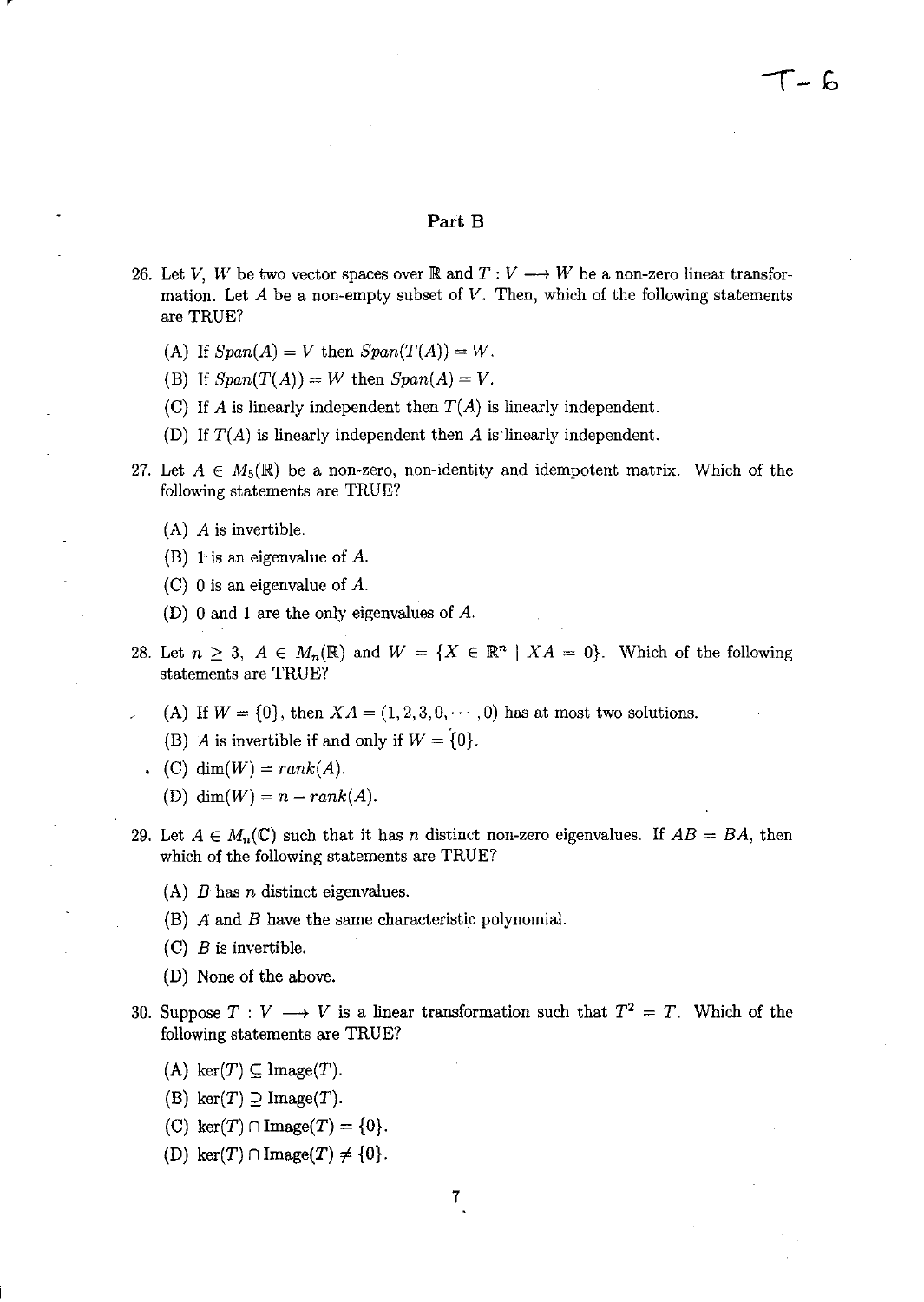## Part B

26. Let $V$, $W$ be two vector spaces over $\mathbb{R}$ and $T : V \longrightarrow W$ be a non-zero linear transformation. Let $A$ be a non-empty subset of $V$. Then, which of the following statements are TRUE?

    (A) If $Span(A) = V$ then $Span(T(A)) = W$.

    (B) If $Span(T(A)) = W$ then $Span(A) = V$.

    (C) If $A$ is linearly independent then $T(A)$ is linearly independent.

    (D) If $T(A)$ is linearly independent then $A$ is linearly independent.

27. Let $A \in M_5(\mathbb{R})$ be a non-zero, non-identity and idempotent matrix. Which of the following statements are TRUE?

    (A) $A$ is invertible.

    (B) 1 is an eigenvalue of $A$.

    (C) 0 is an eigenvalue of $A$.

    (D) 0 and 1 are the only eigenvalues of $A$.

28. Let $n \geq 3$, $A \in M_n(\mathbb{R})$ and $W = \{X \in \mathbb{R}^n \mid XA = 0\}$. Which of the following statements are TRUE?

    (A) If $W = \{0\}$, then $XA = (1, 2, 3, 0, \cdots, 0)$ has at most two solutions.

    (B) $A$ is invertible if and only if $W = \{0\}$.

    (C) $\dim(W) = rank(A)$.

    (D) $\dim(W) = n - rank(A)$.

29. Let $A \in M_n(\mathbb{C})$ such that it has $n$ distinct non-zero eigenvalues. If $AB = BA$, then which of the following statements are TRUE?

    (A) $B$ has $n$ distinct eigenvalues.

    (B) $A$ and $B$ have the same characteristic polynomial.

    (C) $B$ is invertible.

    (D) None of the above.

30. Suppose $T : V \longrightarrow V$ is a linear transformation such that $T^2 = T$. Which of the following statements are TRUE?

    (A) $\ker(T) \subseteq \text{Image}(T)$.

    (B) $\ker(T) \supseteq \text{Image}(T)$.

    (C) $\ker(T) \cap \text{Image}(T) = \{0\}$.

    (D) $\ker(T) \cap \text{Image}(T) \neq \{0\}$.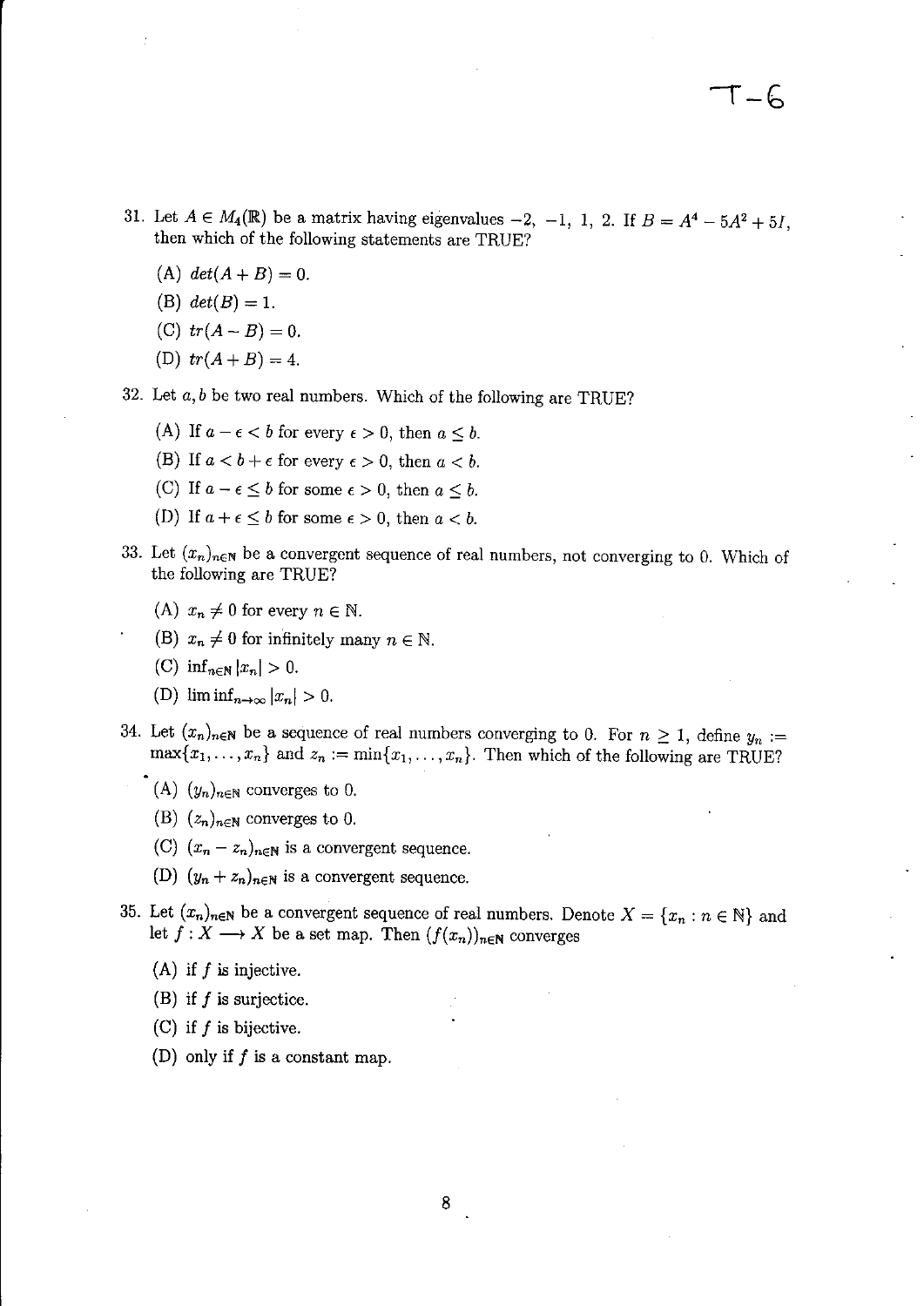T-6

31. Let $A \in M_4(\mathbb{R})$ be a matrix having eigenvalues $-2, -1, 1, 2$. If $B = A^4 - 5A^2 + 5I$, then which of the following statements are TRUE?

    (A) $det(A + B) = 0$.

    (B) $det(B) = 1$.

    (C) $tr(A - B) = 0$.

    (D) $tr(A + B) = 4$.

32. Let $a, b$ be two real numbers. Which of the following are TRUE?

    (A) If $a - \epsilon < b$ for every $\epsilon > 0$, then $a \leq b$.

    (B) If $a < b + \epsilon$ for every $\epsilon > 0$, then $a < b$.

    (C) If $a - \epsilon \leq b$ for some $\epsilon > 0$, then $a \leq b$.

    (D) If $a + \epsilon \leq b$ for some $\epsilon > 0$, then $a < b$.

33. Let $(x_n)_{n \in \mathbb{N}}$ be a convergent sequence of real numbers, not converging to 0. Which of the following are TRUE?

    (A) $x_n \neq 0$ for every $n \in \mathbb{N}$.

    (B) $x_n \neq 0$ for infinitely many $n \in \mathbb{N}$.

    (C) $\inf_{n \in \mathbb{N}} |x_n| > 0$.

    (D) $\liminf_{n \to \infty} |x_n| > 0$.

34. Let $(x_n)_{n \in \mathbb{N}}$ be a sequence of real numbers converging to 0. For $n \geq 1$, define $y_n := \max\{x_1, \ldots, x_n\}$ and $z_n := \min\{x_1, \ldots, x_n\}$. Then which of the following are TRUE?

    (A) $(y_n)_{n \in \mathbb{N}}$ converges to 0.

    (B) $(z_n)_{n \in \mathbb{N}}$ converges to 0.

    (C) $(x_n - z_n)_{n \in \mathbb{N}}$ is a convergent sequence.

    (D) $(y_n + z_n)_{n \in \mathbb{N}}$ is a convergent sequence.

35. Let $(x_n)_{n \in \mathbb{N}}$ be a convergent sequence of real numbers. Denote $X = \{x_n : n \in \mathbb{N}\}$ and let $f : X \longrightarrow X$ be a set map. Then $(f(x_n))_{n \in \mathbb{N}}$ converges

    (A) if $f$ is injective.

    (B) if $f$ is surjectice.

    (C) if $f$ is bijective.

    (D) only if $f$ is a constant map.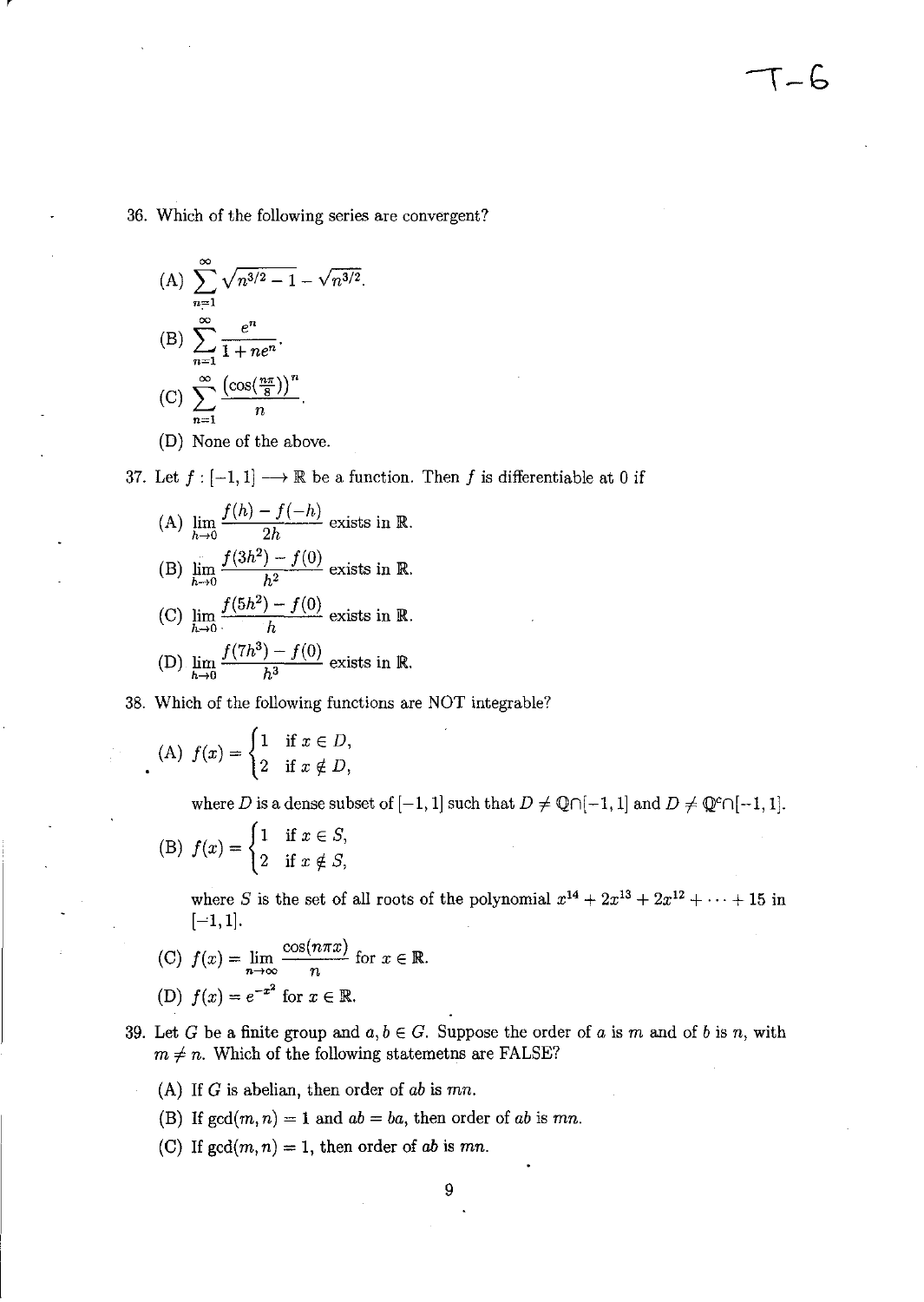36. Which of the following series are convergent?

(A) $\sum_{n=1}^{\infty} \sqrt{n^{3/2} - 1} - \sqrt{n^{3/2}}$.

(B) $\sum_{n=1}^{\infty} \frac{e^n}{1 + ne^n}$.

(C) $\sum_{n=1}^{\infty} \frac{\left(\cos(\frac{n\pi}{8})\right)^n}{n}$.

(D) None of the above.

37. Let $f : [-1, 1] \longrightarrow \mathbb{R}$ be a function. Then $f$ is differentiable at 0 if

(A) $\lim_{h \to 0} \frac{f(h) - f(-h)}{2h}$ exists in $\mathbb{R}$.

(B) $\lim_{h \to 0} \frac{f(3h^2) - f(0)}{h^2}$ exists in $\mathbb{R}$.

(C) $\lim_{h \to 0} \frac{f(5h^2) - f(0)}{h}$ exists in $\mathbb{R}$.

(D) $\lim_{h \to 0} \frac{f(7h^3) - f(0)}{h^3}$ exists in $\mathbb{R}$.

38. Which of the following functions are NOT integrable?

(A) $f(x) = \begin{cases} 1 & \text{if } x \in D, \\ 2 & \text{if } x \notin D, \end{cases}$

where $D$ is a dense subset of $[-1, 1]$ such that $D \neq \mathbb{Q} \cap [-1, 1]$ and $D \neq \mathbb{Q}^c \cap [-1, 1]$.

(B) $f(x) = \begin{cases} 1 & \text{if } x \in S, \\ 2 & \text{if } x \notin S, \end{cases}$

where $S$ is the set of all roots of the polynomial $x^{14} + 2x^{13} + 2x^{12} + \cdots + 15$ in $[-1, 1]$.

(C) $f(x) = \lim_{n \to \infty} \frac{\cos(n\pi x)}{n}$ for $x \in \mathbb{R}$.

(D) $f(x) = e^{-x^2}$ for $x \in \mathbb{R}$.

39. Let $G$ be a finite group and $a, b \in G$. Suppose the order of $a$ is $m$ and of $b$ is $n$, with $m \neq n$. Which of the following statemetns are FALSE?

(A) If $G$ is abelian, then order of $ab$ is $mn$.

(B) If $\gcd(m, n) = 1$ and $ab = ba$, then order of $ab$ is $mn$.

(C) If $\gcd(m, n) = 1$, then order of $ab$ is $mn$.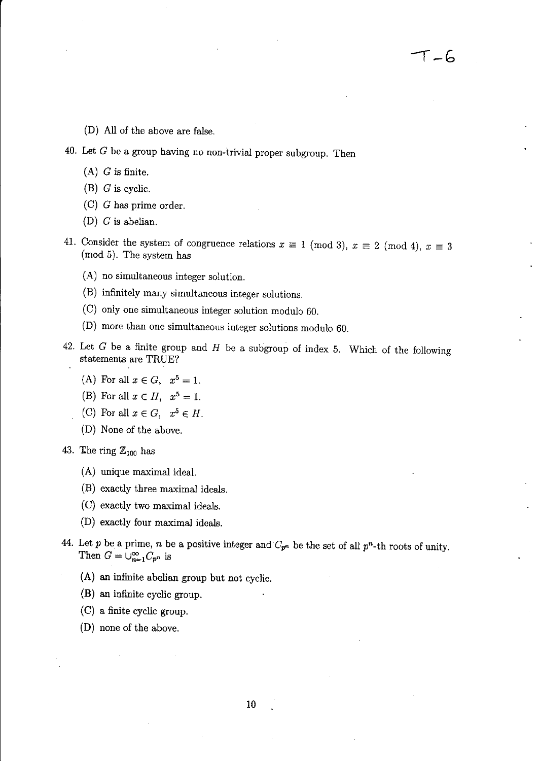(D) All of the above are false.

40. Let $G$ be a group having no non-trivial proper subgroup. Then

    (A) $G$ is finite.

    (B) $G$ is cyclic.

    (C) $G$ has prime order.

    (D) $G$ is abelian.

41. Consider the system of congruence relations $x \equiv 1 \pmod 3$, $x \equiv 2 \pmod 4$, $x \equiv 3 \pmod 5$. The system has

    (A) no simultaneous integer solution.

    (B) infinitely many simultaneous integer solutions.

    (C) only one simultaneous integer solution modulo 60.

    (D) more than one simultaneous integer solutions modulo 60.

42. Let $G$ be a finite group and $H$ be a subgroup of index 5. Which of the following statements are TRUE?

    (A) For all $x \in G$, $x^5 = 1$.

    (B) For all $x \in H$, $x^5 = 1$.

    (C) For all $x \in G$, $x^5 \in H$.

    (D) None of the above.

43. The ring $\mathbb{Z}_{100}$ has

    (A) unique maximal ideal.

    (B) exactly three maximal ideals.

    (C) exactly two maximal ideals.

    (D) exactly four maximal ideals.

44. Let $p$ be a prime, $n$ be a positive integer and $C_{p^n}$ be the set of all $p^n$-th roots of unity. Then $G = \cup_{n=1}^{\infty} C_{p^n}$ is

    (A) an infinite abelian group but not cyclic.

    (B) an infinite cyclic group.

    (C) a finite cyclic group.

    (D) none of the above.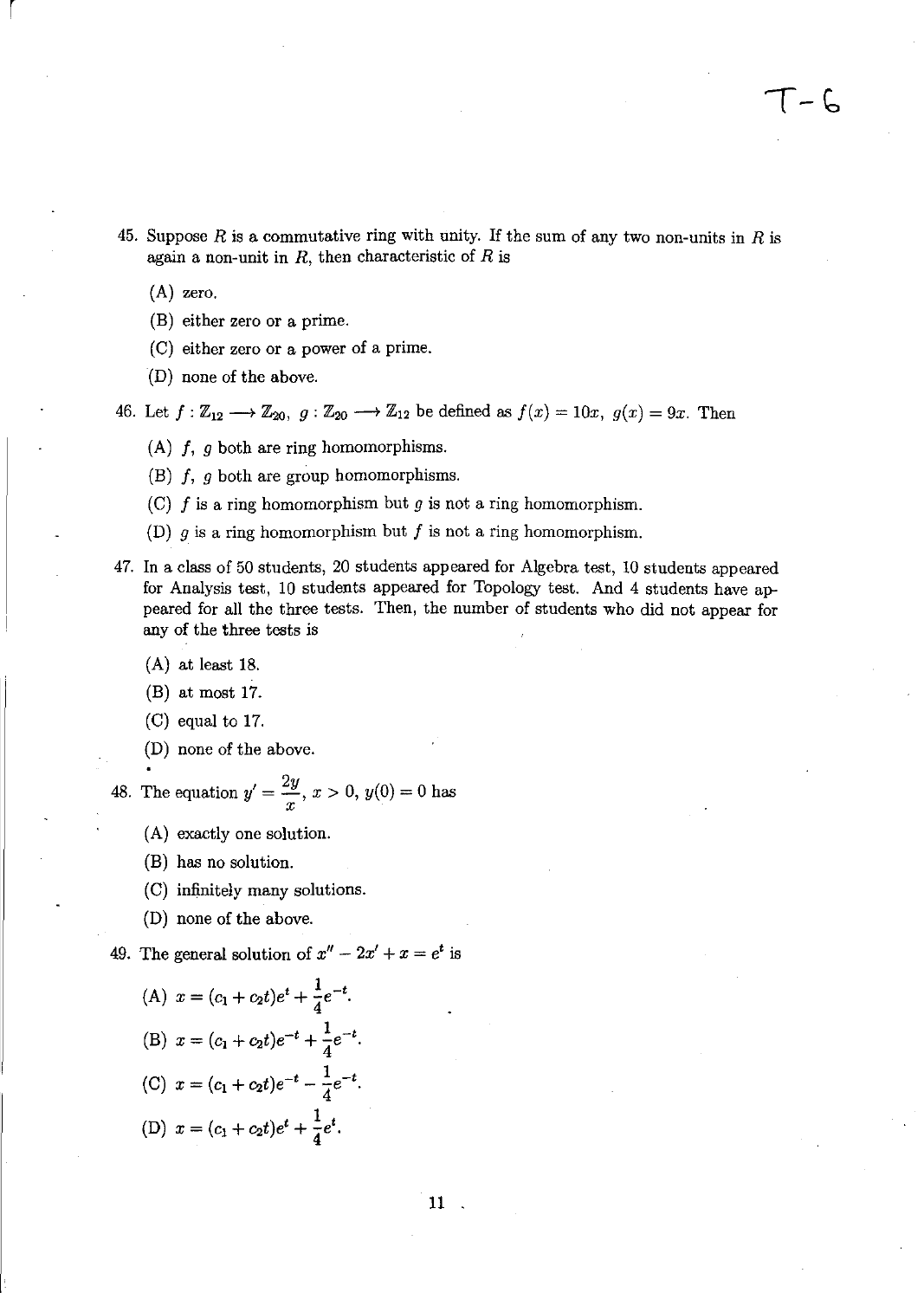45. Suppose $R$ is a commutative ring with unity. If the sum of any two non-units in $R$ is again a non-unit in $R$, then characteristic of $R$ is

    (A) zero.

    (B) either zero or a prime.

    (C) either zero or a power of a prime.

    (D) none of the above.

46. Let $f : \mathbb{Z}_{12} \longrightarrow \mathbb{Z}_{20}$, $g : \mathbb{Z}_{20} \longrightarrow \mathbb{Z}_{12}$ be defined as $f(x) = 10x$, $g(x) = 9x$. Then

    (A) $f$, $g$ both are ring homomorphisms.

    (B) $f$, $g$ both are group homomorphisms.

    (C) $f$ is a ring homomorphism but $g$ is not a ring homomorphism.

    (D) $g$ is a ring homomorphism but $f$ is not a ring homomorphism.

47. In a class of 50 students, 20 students appeared for Algebra test, 10 students appeared for Analysis test, 10 students appeared for Topology test. And 4 students have appeared for all the three tests. Then, the number of students who did not appear for any of the three tests is

    (A) at least 18.

    (B) at most 17.

    (C) equal to 17.

    (D) none of the above.

48. The equation $y' = \dfrac{2y}{x}$, $x > 0$, $y(0) = 0$ has

    (A) exactly one solution.

    (B) has no solution.

    (C) infinitely many solutions.

    (D) none of the above.

49. The general solution of $x'' - 2x' + x = e^t$ is

    (A) $x = (c_1 + c_2 t)e^t + \frac{1}{4}e^{-t}$.

    (B) $x = (c_1 + c_2 t)e^{-t} + \frac{1}{4}e^{-t}$.

    (C) $x = (c_1 + c_2 t)e^{-t} - \frac{1}{4}e^{-t}$.

    (D) $x = (c_1 + c_2 t)e^t + \frac{1}{4}e^t$.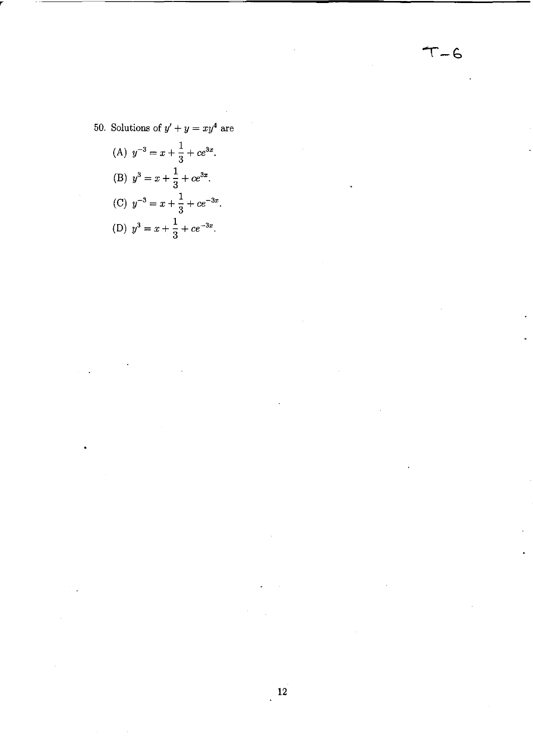50. Solutions of $y' + y = xy^4$ are

(A) $y^{-3} = x + \frac{1}{3} + ce^{3x}$.

(B) $y^3 = x + \frac{1}{3} + ce^{3x}$.

(C) $y^{-3} = x + \frac{1}{3} + ce^{-3x}$.

(D) $y^3 = x + \frac{1}{3} + ce^{-3x}$.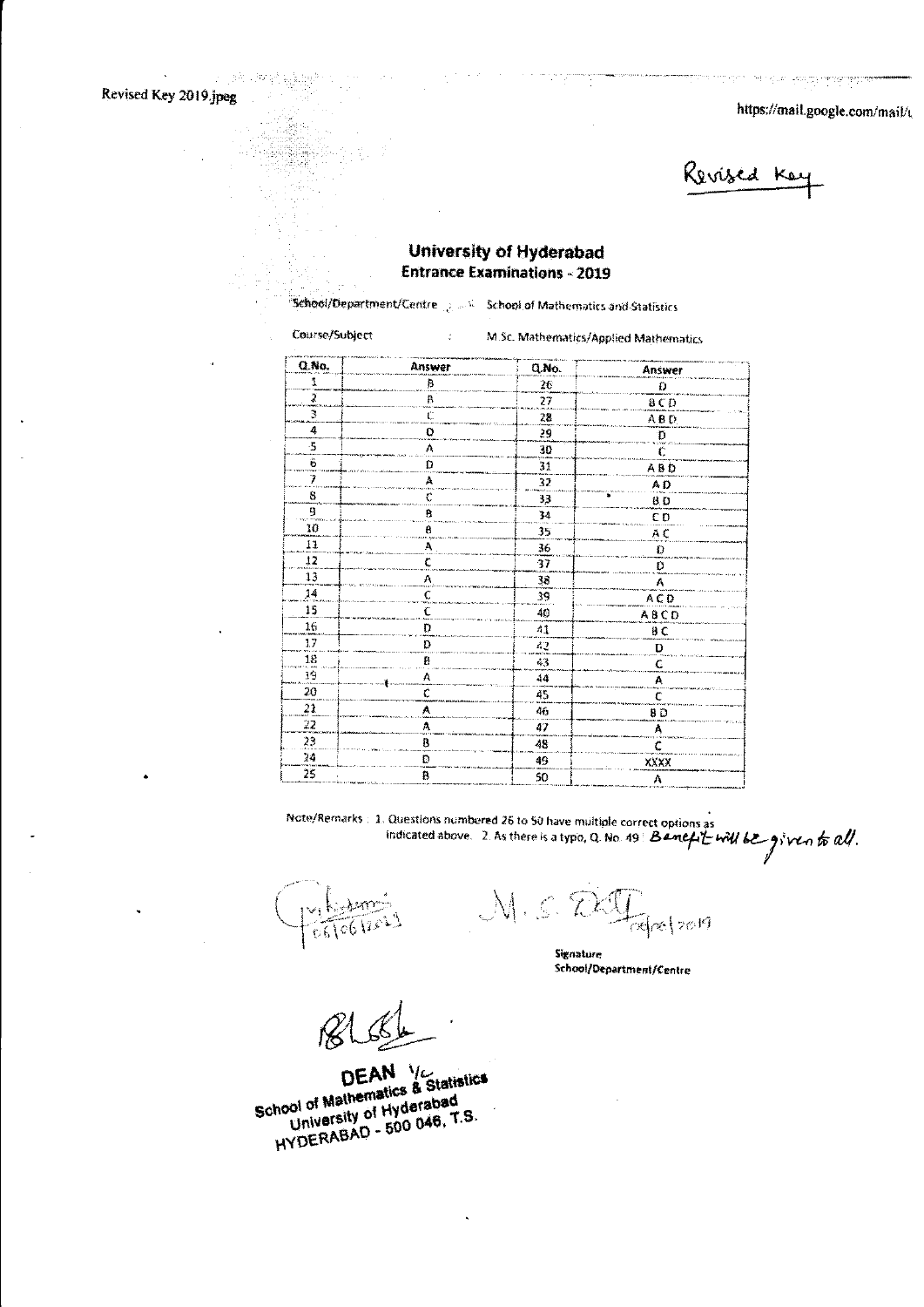Revised Key

## University of Hyderabad
### Entrance Examinations - 2019

School/Department/Centre : School of Mathematics and Statistics

Course/Subject : M.Sc. Mathematics/Applied Mathematics

| Q.No. | Answer | Q.No. | Answer |
|---|---|---|---|
| 1 | B | 26 | D |
| 2 | B | 27 | B C D |
| 3 | C | 28 | A B D |
| 4 | D | 29 | D |
| 5 | A | 30 | C |
| 6 | D | 31 | A B D |
| 7 | A | 32 | A D |
| 8 | C | 33 | B D |
| 9 | B | 34 | C D |
| 10 | B | 35 | A C |
| 11 | A | 36 | D |
| 12 | C | 37 | D |
| 13 | A | 38 | A |
| 14 | C | 39 | A C D |
| 15 | C | 40 | A B C D |
| 16 | D | 41 | B C |
| 17 | D | 42 | D |
| 18 | B | 43 | C |
| 19 | A | 44 | A |
| 20 | C | 45 | C |
| 21 | A | 46 | B D |
| 22 | A | 47 | A |
| 23 | B | 48 | C |
| 24 | D | 49 | XXXX |
| 25 | B | 50 | A |

Note/Remarks : 1. Questions numbered 26 to 50 have multiple correct options as indicated above. 2. As there is a typo, Q. No. 49 Benefit will be given to all.

Signature
School/Department/Centre

DEAN i/c
School of Mathematics & Statistics
University of Hyderabad
HYDERABAD - 500 046, T.S.